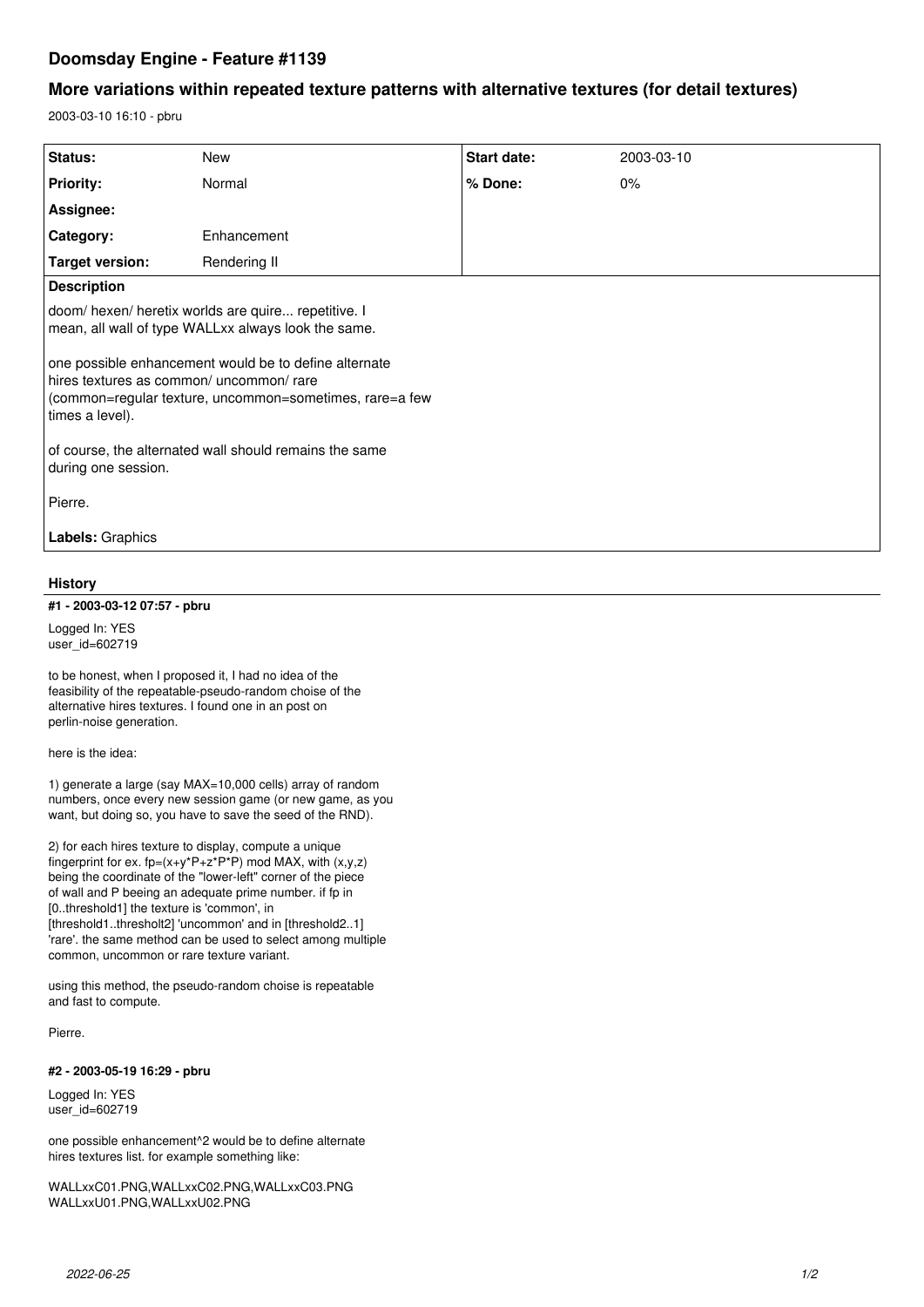# Doomsday Engine - Feature #1139

## More variations within repeated texture patterns with alternative textures (for detail textures)

2003-03-10 16:10 - pbru

| Status: | New | Start date: | 2003-03-10 |
|---|---|---|---|
| Priority: | Normal | % Done: | 0% |
| Assignee: | | | |
| Category: | Enhancement | | |
| Target version: | Rendering II | | |

**Description**

doom/ hexen/ heretix worlds are quire... repetitive. I mean, all wall of type WALLxx always look the same.

one possible enhancement would be to define alternate hires textures as common/ uncommon/ rare (common=regular texture, uncommon=sometimes, rare=a few times a level).

of course, the alternated wall should remains the same during one session.

Pierre.

**Labels:** Graphics

## History

### #1 - 2003-03-12 07:57 - pbru

Logged In: YES
user_id=602719

to be honest, when I proposed it, I had no idea of the feasibility of the repeatable-pseudo-random choise of the alternative hires textures. I found one in an post on perlin-noise generation.

here is the idea:

1) generate a large (say MAX=10,000 cells) array of random numbers, once every new session game (or new game, as you want, but doing so, you have to save the seed of the RND).

2) for each hires texture to display, compute a unique fingerprint for ex. fp=(x+y*P+z*P*P) mod MAX, with (x,y,z) being the coordinate of the "lower-left" corner of the piece of wall and P beeing an adequate prime number. if fp in [0..threshold1] the texture is 'common', in [threshold1..thresholt2] 'uncommon' and in [threshold2..1] 'rare'. the same method can be used to select among multiple common, uncommon or rare texture variant.

using this method, the pseudo-random choise is repeatable and fast to compute.

Pierre.

### #2 - 2003-05-19 16:29 - pbru

Logged In: YES
user_id=602719

one possible enhancement^2 would be to define alternate hires textures list. for example something like:

WALLxxC01.PNG,WALLxxC02.PNG,WALLxxC03.PNG
WALLxxU01.PNG,WALLxxU02.PNG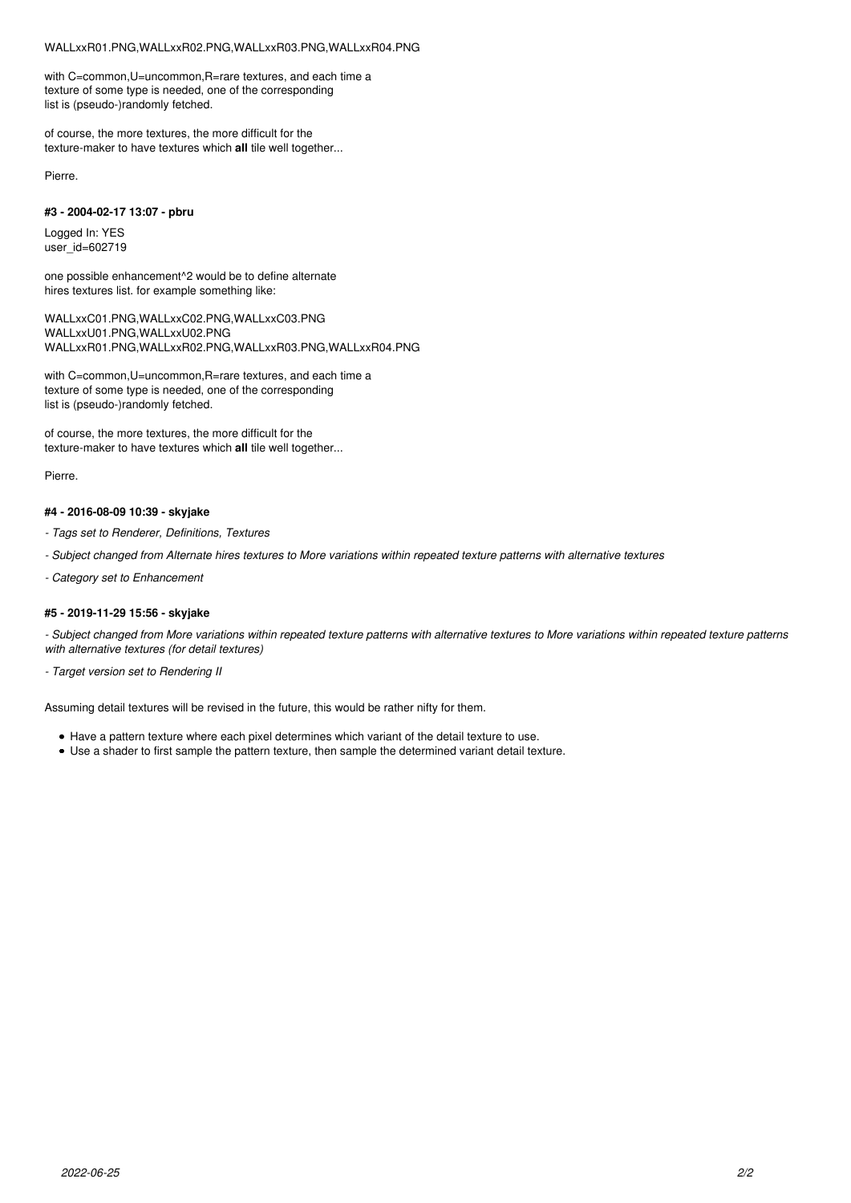WALLxxR01.PNG,WALLxxR02.PNG,WALLxxR03.PNG,WALLxxR04.PNG

with C=common,U=uncommon,R=rare textures, and each time a texture of some type is needed, one of the corresponding list is (pseudo-)randomly fetched.

of course, the more textures, the more difficult for the texture-maker to have textures which **all** tile well together...

Pierre.

#### #3 - 2004-02-17 13:07 - pbru

Logged In: YES
user_id=602719

one possible enhancement^2 would be to define alternate hires textures list. for example something like:

WALLxxC01.PNG,WALLxxC02.PNG,WALLxxC03.PNG
WALLxxU01.PNG,WALLxxU02.PNG
WALLxxR01.PNG,WALLxxR02.PNG,WALLxxR03.PNG,WALLxxR04.PNG

with C=common,U=uncommon,R=rare textures, and each time a texture of some type is needed, one of the corresponding list is (pseudo-)randomly fetched.

of course, the more textures, the more difficult for the texture-maker to have textures which **all** tile well together...

Pierre.

#### #4 - 2016-08-09 10:39 - skyjake

*- Tags set to Renderer, Definitions, Textures*

*- Subject changed from Alternate hires textures to More variations within repeated texture patterns with alternative textures*

*- Category set to Enhancement*

#### #5 - 2019-11-29 15:56 - skyjake

*- Subject changed from More variations within repeated texture patterns with alternative textures to More variations within repeated texture patterns with alternative textures (for detail textures)*

*- Target version set to Rendering II*

Assuming detail textures will be revised in the future, this would be rather nifty for them.

- Have a pattern texture where each pixel determines which variant of the detail texture to use.
- Use a shader to first sample the pattern texture, then sample the determined variant detail texture.